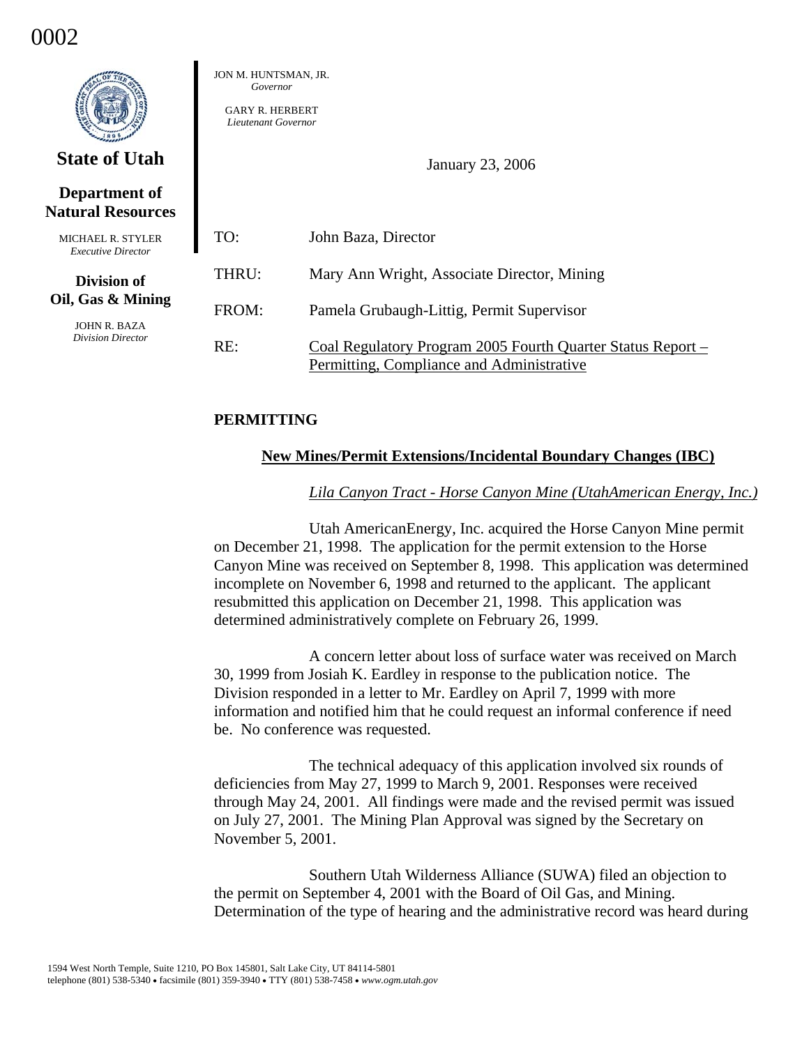0002

**State of Utah**

**Department of Natural Resources**

MICHAEL R. STYLER
*Executive Director*

**Division of Oil, Gas & Mining**

JOHN R. BAZA
*Division Director*

JON M. HUNTSMAN, JR.
*Governor*

GARY R. HERBERT
*Lieutenant Governor*

January 23, 2006

TO: John Baza, Director

THRU: Mary Ann Wright, Associate Director, Mining

FROM: Pamela Grubaugh-Littig, Permit Supervisor

RE: Coal Regulatory Program 2005 Fourth Quarter Status Report – Permitting, Compliance and Administrative

## PERMITTING

### New Mines/Permit Extensions/Incidental Boundary Changes (IBC)

*Lila Canyon Tract - Horse Canyon Mine (UtahAmerican Energy, Inc.)*

Utah AmericanEnergy, Inc. acquired the Horse Canyon Mine permit on December 21, 1998. The application for the permit extension to the Horse Canyon Mine was received on September 8, 1998. This application was determined incomplete on November 6, 1998 and returned to the applicant. The applicant resubmitted this application on December 21, 1998. This application was determined administratively complete on February 26, 1999.

A concern letter about loss of surface water was received on March 30, 1999 from Josiah K. Eardley in response to the publication notice. The Division responded in a letter to Mr. Eardley on April 7, 1999 with more information and notified him that he could request an informal conference if need be. No conference was requested.

The technical adequacy of this application involved six rounds of deficiencies from May 27, 1999 to March 9, 2001. Responses were received through May 24, 2001. All findings were made and the revised permit was issued on July 27, 2001. The Mining Plan Approval was signed by the Secretary on November 5, 2001.

Southern Utah Wilderness Alliance (SUWA) filed an objection to the permit on September 4, 2001 with the Board of Oil Gas, and Mining. Determination of the type of hearing and the administrative record was heard during

1594 West North Temple, Suite 1210, PO Box 145801, Salt Lake City, UT 84114-5801
telephone (801) 538-5340 • facsimile (801) 359-3940 • TTY (801) 538-7458 • *www.ogm.utah.gov*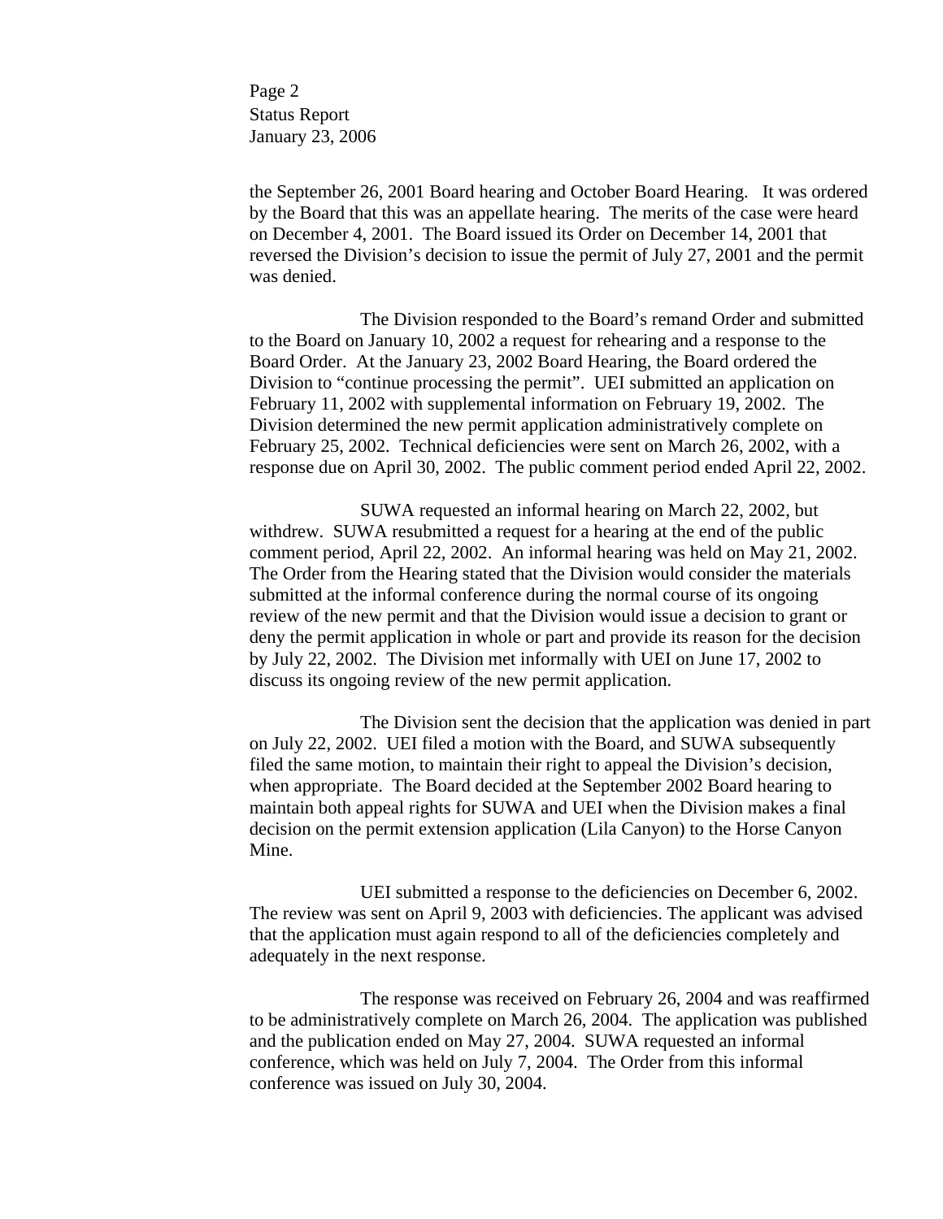the September 26, 2001 Board hearing and October Board Hearing. It was ordered by the Board that this was an appellate hearing. The merits of the case were heard on December 4, 2001. The Board issued its Order on December 14, 2001 that reversed the Division's decision to issue the permit of July 27, 2001 and the permit was denied.

The Division responded to the Board's remand Order and submitted to the Board on January 10, 2002 a request for rehearing and a response to the Board Order. At the January 23, 2002 Board Hearing, the Board ordered the Division to "continue processing the permit". UEI submitted an application on February 11, 2002 with supplemental information on February 19, 2002. The Division determined the new permit application administratively complete on February 25, 2002. Technical deficiencies were sent on March 26, 2002, with a response due on April 30, 2002. The public comment period ended April 22, 2002.

SUWA requested an informal hearing on March 22, 2002, but withdrew. SUWA resubmitted a request for a hearing at the end of the public comment period, April 22, 2002. An informal hearing was held on May 21, 2002. The Order from the Hearing stated that the Division would consider the materials submitted at the informal conference during the normal course of its ongoing review of the new permit and that the Division would issue a decision to grant or deny the permit application in whole or part and provide its reason for the decision by July 22, 2002. The Division met informally with UEI on June 17, 2002 to discuss its ongoing review of the new permit application.

The Division sent the decision that the application was denied in part on July 22, 2002. UEI filed a motion with the Board, and SUWA subsequently filed the same motion, to maintain their right to appeal the Division's decision, when appropriate. The Board decided at the September 2002 Board hearing to maintain both appeal rights for SUWA and UEI when the Division makes a final decision on the permit extension application (Lila Canyon) to the Horse Canyon Mine.

UEI submitted a response to the deficiencies on December 6, 2002. The review was sent on April 9, 2003 with deficiencies. The applicant was advised that the application must again respond to all of the deficiencies completely and adequately in the next response.

The response was received on February 26, 2004 and was reaffirmed to be administratively complete on March 26, 2004. The application was published and the publication ended on May 27, 2004. SUWA requested an informal conference, which was held on July 7, 2004. The Order from this informal conference was issued on July 30, 2004.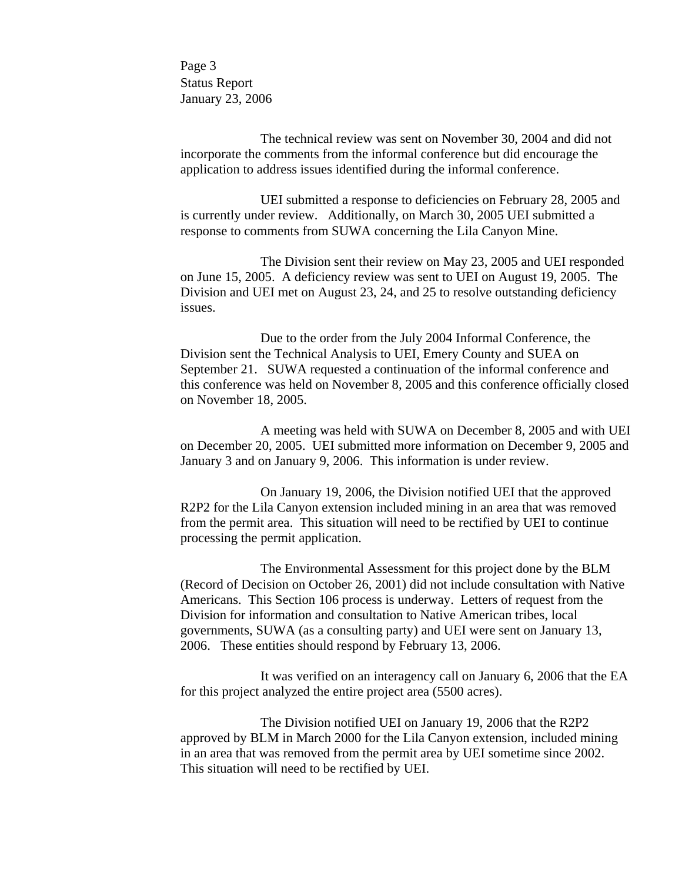The technical review was sent on November 30, 2004 and did not incorporate the comments from the informal conference but did encourage the application to address issues identified during the informal conference.

UEI submitted a response to deficiencies on February 28, 2005 and is currently under review. Additionally, on March 30, 2005 UEI submitted a response to comments from SUWA concerning the Lila Canyon Mine.

The Division sent their review on May 23, 2005 and UEI responded on June 15, 2005. A deficiency review was sent to UEI on August 19, 2005. The Division and UEI met on August 23, 24, and 25 to resolve outstanding deficiency issues.

Due to the order from the July 2004 Informal Conference, the Division sent the Technical Analysis to UEI, Emery County and SUEA on September 21. SUWA requested a continuation of the informal conference and this conference was held on November 8, 2005 and this conference officially closed on November 18, 2005.

A meeting was held with SUWA on December 8, 2005 and with UEI on December 20, 2005. UEI submitted more information on December 9, 2005 and January 3 and on January 9, 2006. This information is under review.

On January 19, 2006, the Division notified UEI that the approved R2P2 for the Lila Canyon extension included mining in an area that was removed from the permit area. This situation will need to be rectified by UEI to continue processing the permit application.

The Environmental Assessment for this project done by the BLM (Record of Decision on October 26, 2001) did not include consultation with Native Americans. This Section 106 process is underway. Letters of request from the Division for information and consultation to Native American tribes, local governments, SUWA (as a consulting party) and UEI were sent on January 13, 2006. These entities should respond by February 13, 2006.

It was verified on an interagency call on January 6, 2006 that the EA for this project analyzed the entire project area (5500 acres).

The Division notified UEI on January 19, 2006 that the R2P2 approved by BLM in March 2000 for the Lila Canyon extension, included mining in an area that was removed from the permit area by UEI sometime since 2002. This situation will need to be rectified by UEI.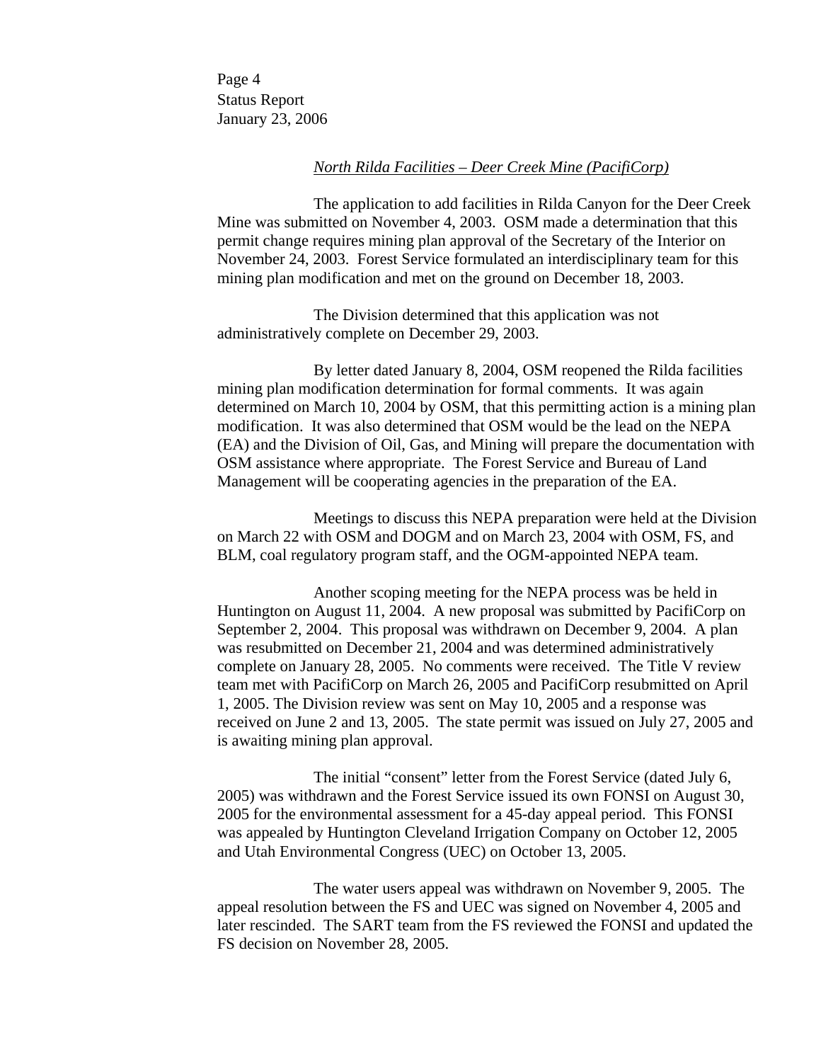*North Rilda Facilities – Deer Creek Mine (PacifiCorp)*

The application to add facilities in Rilda Canyon for the Deer Creek Mine was submitted on November 4, 2003. OSM made a determination that this permit change requires mining plan approval of the Secretary of the Interior on November 24, 2003. Forest Service formulated an interdisciplinary team for this mining plan modification and met on the ground on December 18, 2003.

The Division determined that this application was not administratively complete on December 29, 2003.

By letter dated January 8, 2004, OSM reopened the Rilda facilities mining plan modification determination for formal comments. It was again determined on March 10, 2004 by OSM, that this permitting action is a mining plan modification. It was also determined that OSM would be the lead on the NEPA (EA) and the Division of Oil, Gas, and Mining will prepare the documentation with OSM assistance where appropriate. The Forest Service and Bureau of Land Management will be cooperating agencies in the preparation of the EA.

Meetings to discuss this NEPA preparation were held at the Division on March 22 with OSM and DOGM and on March 23, 2004 with OSM, FS, and BLM, coal regulatory program staff, and the OGM-appointed NEPA team.

Another scoping meeting for the NEPA process was be held in Huntington on August 11, 2004. A new proposal was submitted by PacifiCorp on September 2, 2004. This proposal was withdrawn on December 9, 2004. A plan was resubmitted on December 21, 2004 and was determined administratively complete on January 28, 2005. No comments were received. The Title V review team met with PacifiCorp on March 26, 2005 and PacifiCorp resubmitted on April 1, 2005. The Division review was sent on May 10, 2005 and a response was received on June 2 and 13, 2005. The state permit was issued on July 27, 2005 and is awaiting mining plan approval.

The initial "consent" letter from the Forest Service (dated July 6, 2005) was withdrawn and the Forest Service issued its own FONSI on August 30, 2005 for the environmental assessment for a 45-day appeal period. This FONSI was appealed by Huntington Cleveland Irrigation Company on October 12, 2005 and Utah Environmental Congress (UEC) on October 13, 2005.

The water users appeal was withdrawn on November 9, 2005. The appeal resolution between the FS and UEC was signed on November 4, 2005 and later rescinded. The SART team from the FS reviewed the FONSI and updated the FS decision on November 28, 2005.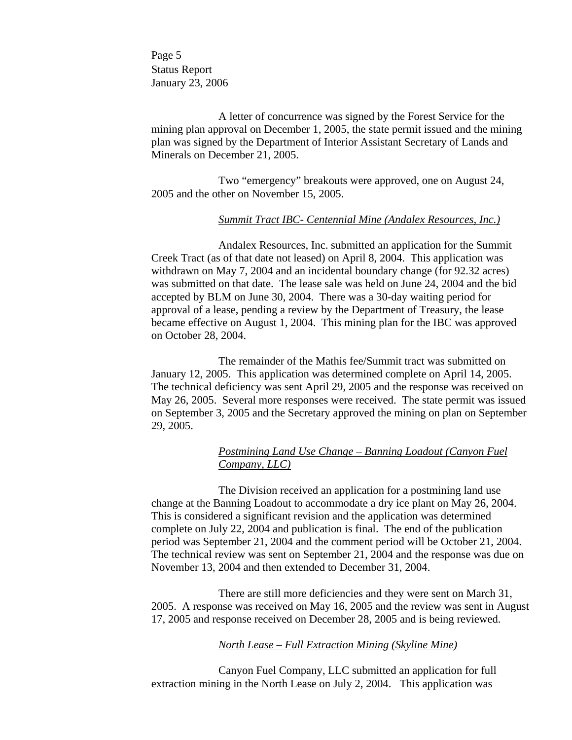A letter of concurrence was signed by the Forest Service for the mining plan approval on December 1, 2005, the state permit issued and the mining plan was signed by the Department of Interior Assistant Secretary of Lands and Minerals on December 21, 2005.

Two "emergency" breakouts were approved, one on August 24, 2005 and the other on November 15, 2005.

*Summit Tract IBC- Centennial Mine (Andalex Resources, Inc.)*

Andalex Resources, Inc. submitted an application for the Summit Creek Tract (as of that date not leased) on April 8, 2004. This application was withdrawn on May 7, 2004 and an incidental boundary change (for 92.32 acres) was submitted on that date. The lease sale was held on June 24, 2004 and the bid accepted by BLM on June 30, 2004. There was a 30-day waiting period for approval of a lease, pending a review by the Department of Treasury, the lease became effective on August 1, 2004. This mining plan for the IBC was approved on October 28, 2004.

The remainder of the Mathis fee/Summit tract was submitted on January 12, 2005. This application was determined complete on April 14, 2005. The technical deficiency was sent April 29, 2005 and the response was received on May 26, 2005. Several more responses were received. The state permit was issued on September 3, 2005 and the Secretary approved the mining on plan on September 29, 2005.

*Postmining Land Use Change – Banning Loadout (Canyon Fuel Company, LLC)*

The Division received an application for a postmining land use change at the Banning Loadout to accommodate a dry ice plant on May 26, 2004. This is considered a significant revision and the application was determined complete on July 22, 2004 and publication is final. The end of the publication period was September 21, 2004 and the comment period will be October 21, 2004. The technical review was sent on September 21, 2004 and the response was due on November 13, 2004 and then extended to December 31, 2004.

There are still more deficiencies and they were sent on March 31, 2005. A response was received on May 16, 2005 and the review was sent in August 17, 2005 and response received on December 28, 2005 and is being reviewed.

*North Lease – Full Extraction Mining (Skyline Mine)*

Canyon Fuel Company, LLC submitted an application for full extraction mining in the North Lease on July 2, 2004. This application was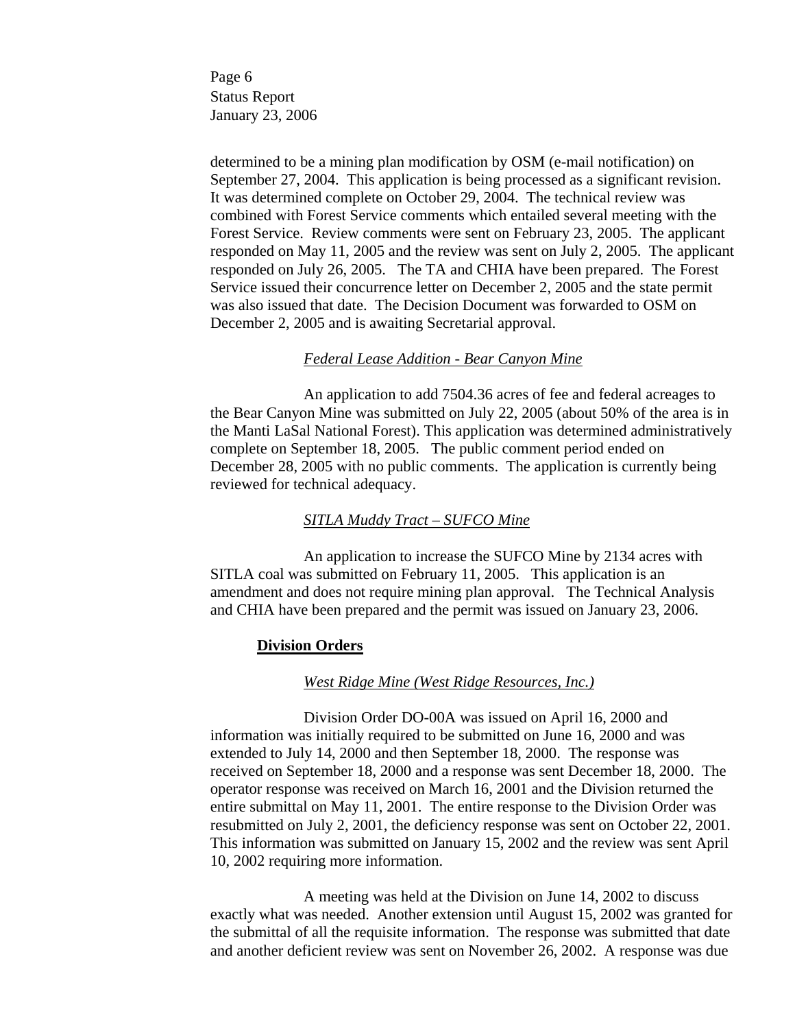determined to be a mining plan modification by OSM (e-mail notification) on September 27, 2004. This application is being processed as a significant revision. It was determined complete on October 29, 2004. The technical review was combined with Forest Service comments which entailed several meeting with the Forest Service. Review comments were sent on February 23, 2005. The applicant responded on May 11, 2005 and the review was sent on July 2, 2005. The applicant responded on July 26, 2005. The TA and CHIA have been prepared. The Forest Service issued their concurrence letter on December 2, 2005 and the state permit was also issued that date. The Decision Document was forwarded to OSM on December 2, 2005 and is awaiting Secretarial approval.

*Federal Lease Addition - Bear Canyon Mine*

An application to add 7504.36 acres of fee and federal acreages to the Bear Canyon Mine was submitted on July 22, 2005 (about 50% of the area is in the Manti LaSal National Forest). This application was determined administratively complete on September 18, 2005. The public comment period ended on December 28, 2005 with no public comments. The application is currently being reviewed for technical adequacy.

*SITLA Muddy Tract – SUFCO Mine*

An application to increase the SUFCO Mine by 2134 acres with SITLA coal was submitted on February 11, 2005. This application is an amendment and does not require mining plan approval. The Technical Analysis and CHIA have been prepared and the permit was issued on January 23, 2006.

## Division Orders

*West Ridge Mine (West Ridge Resources, Inc.)*

Division Order DO-00A was issued on April 16, 2000 and information was initially required to be submitted on June 16, 2000 and was extended to July 14, 2000 and then September 18, 2000. The response was received on September 18, 2000 and a response was sent December 18, 2000. The operator response was received on March 16, 2001 and the Division returned the entire submittal on May 11, 2001. The entire response to the Division Order was resubmitted on July 2, 2001, the deficiency response was sent on October 22, 2001. This information was submitted on January 15, 2002 and the review was sent April 10, 2002 requiring more information.

A meeting was held at the Division on June 14, 2002 to discuss exactly what was needed. Another extension until August 15, 2002 was granted for the submittal of all the requisite information. The response was submitted that date and another deficient review was sent on November 26, 2002. A response was due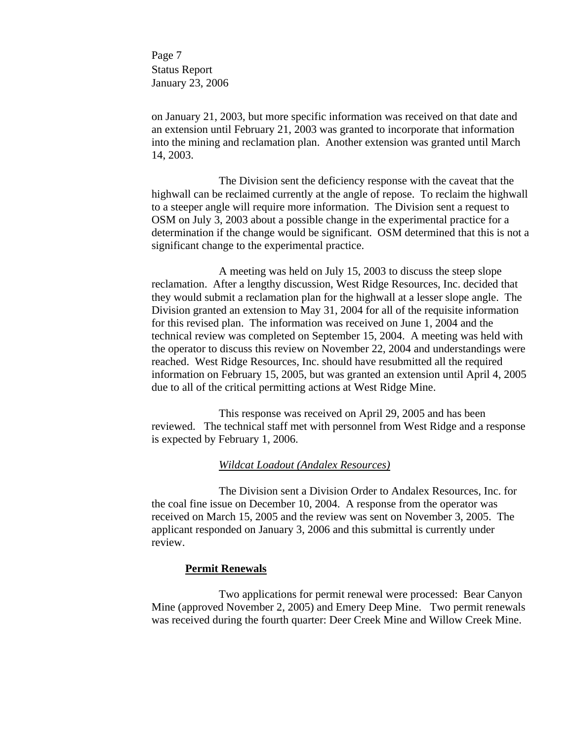on January 21, 2003, but more specific information was received on that date and an extension until February 21, 2003 was granted to incorporate that information into the mining and reclamation plan. Another extension was granted until March 14, 2003.

The Division sent the deficiency response with the caveat that the highwall can be reclaimed currently at the angle of repose. To reclaim the highwall to a steeper angle will require more information. The Division sent a request to OSM on July 3, 2003 about a possible change in the experimental practice for a determination if the change would be significant. OSM determined that this is not a significant change to the experimental practice.

A meeting was held on July 15, 2003 to discuss the steep slope reclamation. After a lengthy discussion, West Ridge Resources, Inc. decided that they would submit a reclamation plan for the highwall at a lesser slope angle. The Division granted an extension to May 31, 2004 for all of the requisite information for this revised plan. The information was received on June 1, 2004 and the technical review was completed on September 15, 2004. A meeting was held with the operator to discuss this review on November 22, 2004 and understandings were reached. West Ridge Resources, Inc. should have resubmitted all the required information on February 15, 2005, but was granted an extension until April 4, 2005 due to all of the critical permitting actions at West Ridge Mine.

This response was received on April 29, 2005 and has been reviewed. The technical staff met with personnel from West Ridge and a response is expected by February 1, 2006.

*Wildcat Loadout (Andalex Resources)*

The Division sent a Division Order to Andalex Resources, Inc. for the coal fine issue on December 10, 2004. A response from the operator was received on March 15, 2005 and the review was sent on November 3, 2005. The applicant responded on January 3, 2006 and this submittal is currently under review.

**Permit Renewals**

Two applications for permit renewal were processed: Bear Canyon Mine (approved November 2, 2005) and Emery Deep Mine. Two permit renewals was received during the fourth quarter: Deer Creek Mine and Willow Creek Mine.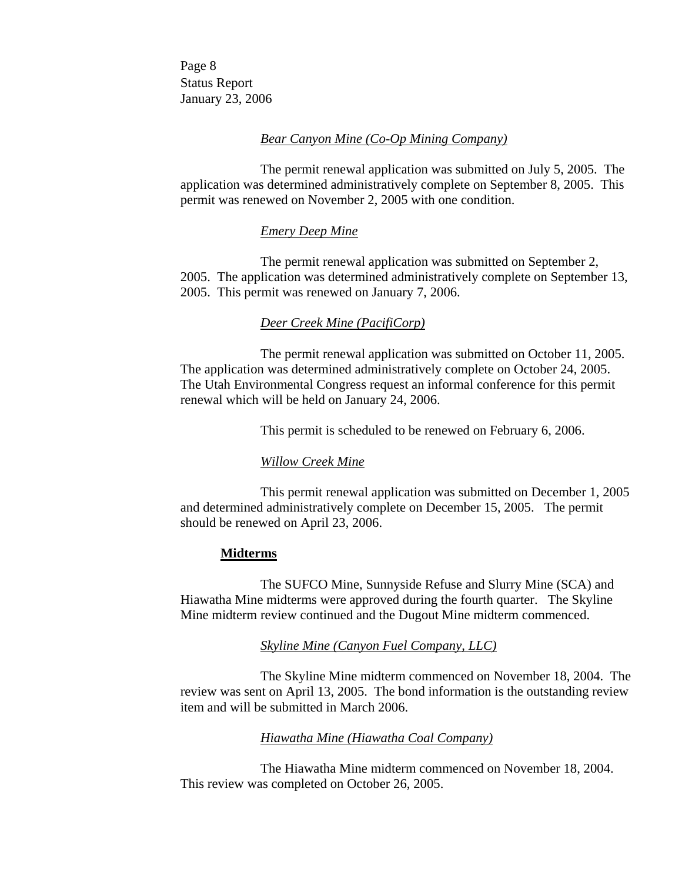*<u>Bear Canyon Mine (Co-Op Mining Company)</u>*

The permit renewal application was submitted on July 5, 2005. The application was determined administratively complete on September 8, 2005. This permit was renewed on November 2, 2005 with one condition.

*<u>Emery Deep Mine</u>*

The permit renewal application was submitted on September 2, 2005. The application was determined administratively complete on September 13, 2005. This permit was renewed on January 7, 2006.

*<u>Deer Creek Mine (PacifiCorp)</u>*

The permit renewal application was submitted on October 11, 2005. The application was determined administratively complete on October 24, 2005. The Utah Environmental Congress request an informal conference for this permit renewal which will be held on January 24, 2006.

This permit is scheduled to be renewed on February 6, 2006.

*<u>Willow Creek Mine</u>*

This permit renewal application was submitted on December 1, 2005 and determined administratively complete on December 15, 2005. The permit should be renewed on April 23, 2006.

**<u>Midterms</u>**

The SUFCO Mine, Sunnyside Refuse and Slurry Mine (SCA) and Hiawatha Mine midterms were approved during the fourth quarter. The Skyline Mine midterm review continued and the Dugout Mine midterm commenced.

*<u>Skyline Mine (Canyon Fuel Company, LLC)</u>*

The Skyline Mine midterm commenced on November 18, 2004. The review was sent on April 13, 2005. The bond information is the outstanding review item and will be submitted in March 2006.

*<u>Hiawatha Mine (Hiawatha Coal Company)</u>*

The Hiawatha Mine midterm commenced on November 18, 2004. This review was completed on October 26, 2005.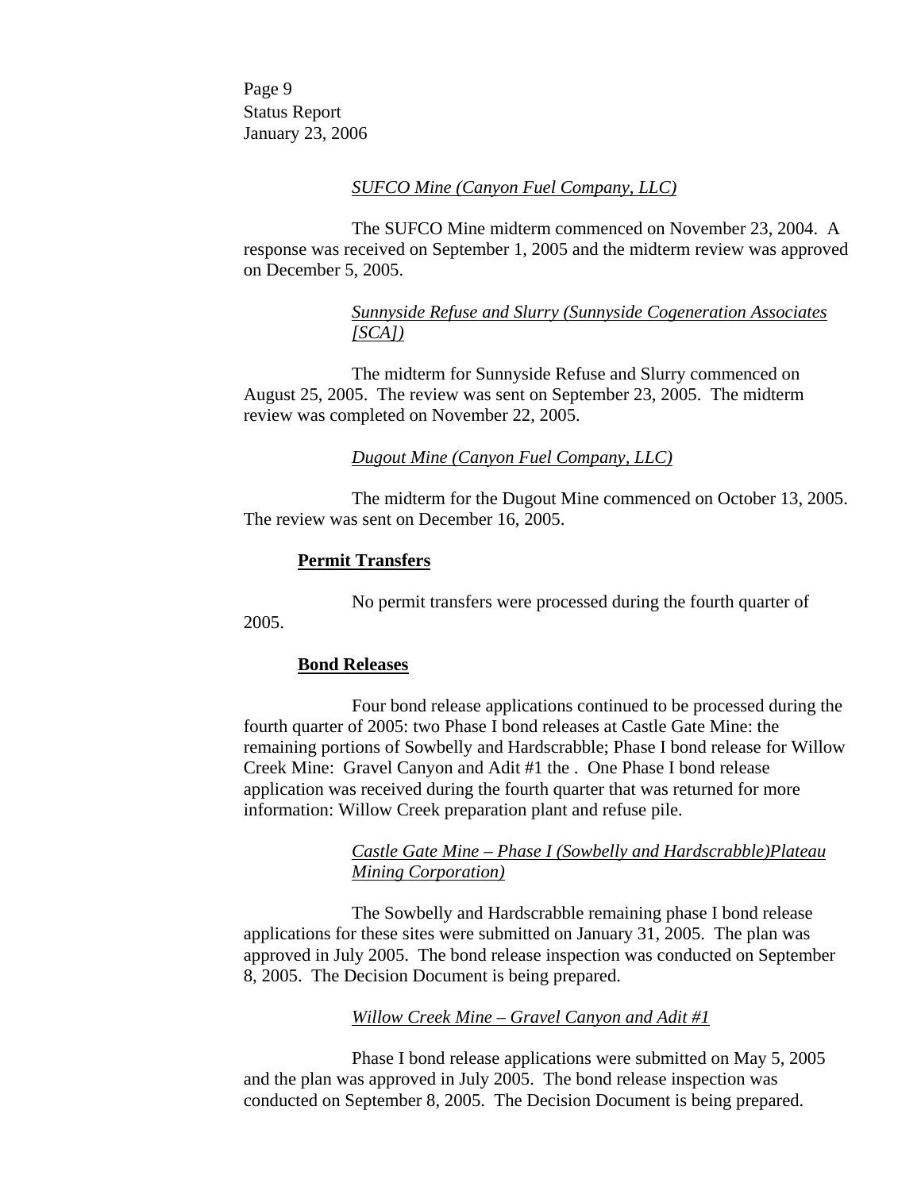*SUFCO Mine (Canyon Fuel Company, LLC)*

The SUFCO Mine midterm commenced on November 23, 2004. A response was received on September 1, 2005 and the midterm review was approved on December 5, 2005.

*Sunnyside Refuse and Slurry (Sunnyside Cogeneration Associates [SCA])*

The midterm for Sunnyside Refuse and Slurry commenced on August 25, 2005. The review was sent on September 23, 2005. The midterm review was completed on November 22, 2005.

*Dugout Mine (Canyon Fuel Company, LLC)*

The midterm for the Dugout Mine commenced on October 13, 2005. The review was sent on December 16, 2005.

**Permit Transfers**

No permit transfers were processed during the fourth quarter of 2005.

**Bond Releases**

Four bond release applications continued to be processed during the fourth quarter of 2005: two Phase I bond releases at Castle Gate Mine: the remaining portions of Sowbelly and Hardscrabble; Phase I bond release for Willow Creek Mine: Gravel Canyon and Adit #1 the . One Phase I bond release application was received during the fourth quarter that was returned for more information: Willow Creek preparation plant and refuse pile.

*Castle Gate Mine – Phase I (Sowbelly and Hardscrabble)Plateau Mining Corporation)*

The Sowbelly and Hardscrabble remaining phase I bond release applications for these sites were submitted on January 31, 2005. The plan was approved in July 2005. The bond release inspection was conducted on September 8, 2005. The Decision Document is being prepared.

*Willow Creek Mine – Gravel Canyon and Adit #1*

Phase I bond release applications were submitted on May 5, 2005 and the plan was approved in July 2005. The bond release inspection was conducted on September 8, 2005. The Decision Document is being prepared.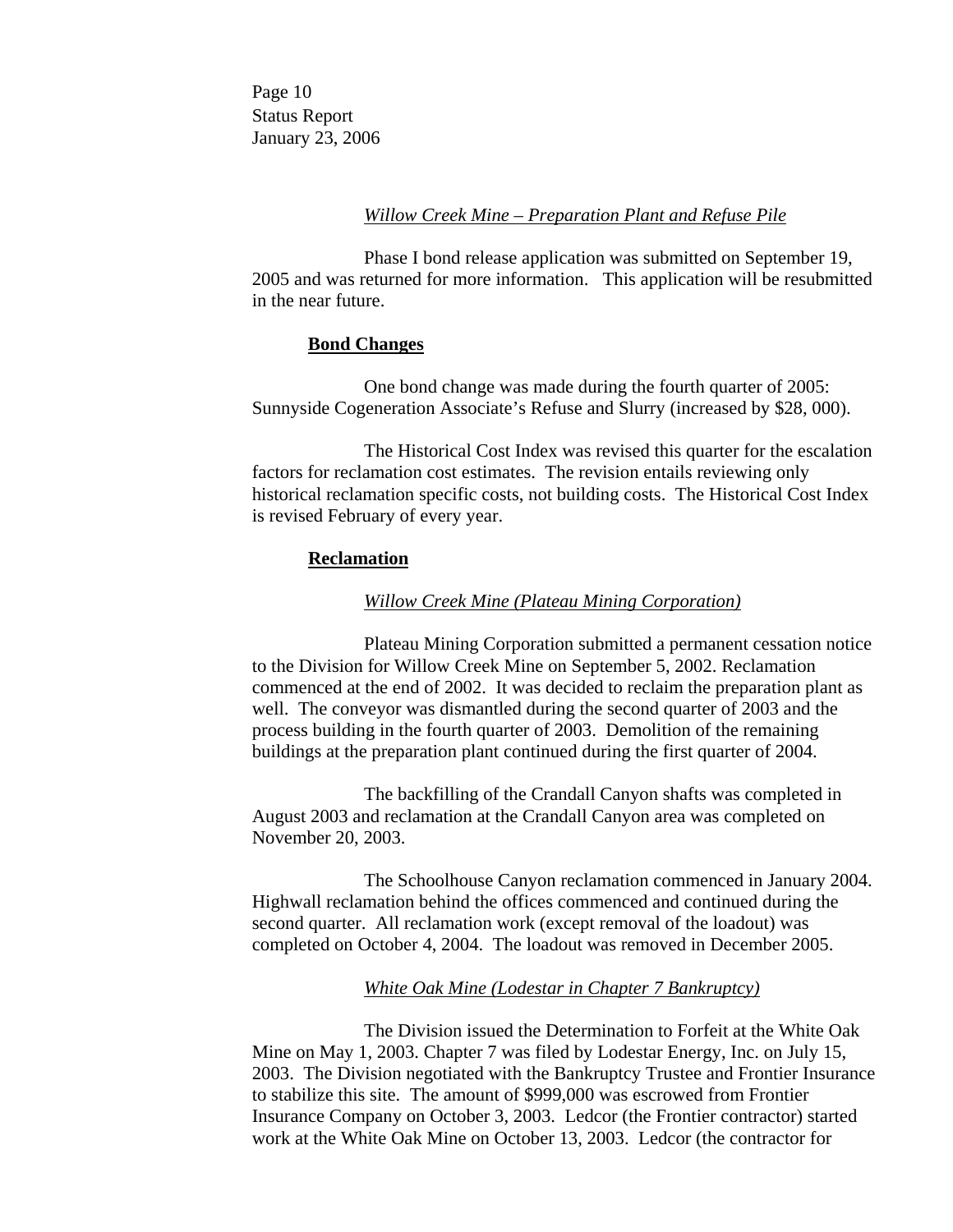*Willow Creek Mine – Preparation Plant and Refuse Pile*

Phase I bond release application was submitted on September 19, 2005 and was returned for more information. This application will be resubmitted in the near future.

**Bond Changes**

One bond change was made during the fourth quarter of 2005: Sunnyside Cogeneration Associate's Refuse and Slurry (increased by $28, 000).

The Historical Cost Index was revised this quarter for the escalation factors for reclamation cost estimates. The revision entails reviewing only historical reclamation specific costs, not building costs. The Historical Cost Index is revised February of every year.

**Reclamation**

*Willow Creek Mine (Plateau Mining Corporation)*

Plateau Mining Corporation submitted a permanent cessation notice to the Division for Willow Creek Mine on September 5, 2002. Reclamation commenced at the end of 2002. It was decided to reclaim the preparation plant as well. The conveyor was dismantled during the second quarter of 2003 and the process building in the fourth quarter of 2003. Demolition of the remaining buildings at the preparation plant continued during the first quarter of 2004.

The backfilling of the Crandall Canyon shafts was completed in August 2003 and reclamation at the Crandall Canyon area was completed on November 20, 2003.

The Schoolhouse Canyon reclamation commenced in January 2004. Highwall reclamation behind the offices commenced and continued during the second quarter. All reclamation work (except removal of the loadout) was completed on October 4, 2004. The loadout was removed in December 2005.

*White Oak Mine (Lodestar in Chapter 7 Bankruptcy)*

The Division issued the Determination to Forfeit at the White Oak Mine on May 1, 2003. Chapter 7 was filed by Lodestar Energy, Inc. on July 15, 2003. The Division negotiated with the Bankruptcy Trustee and Frontier Insurance to stabilize this site. The amount of $999,000 was escrowed from Frontier Insurance Company on October 3, 2003. Ledcor (the Frontier contractor) started work at the White Oak Mine on October 13, 2003. Ledcor (the contractor for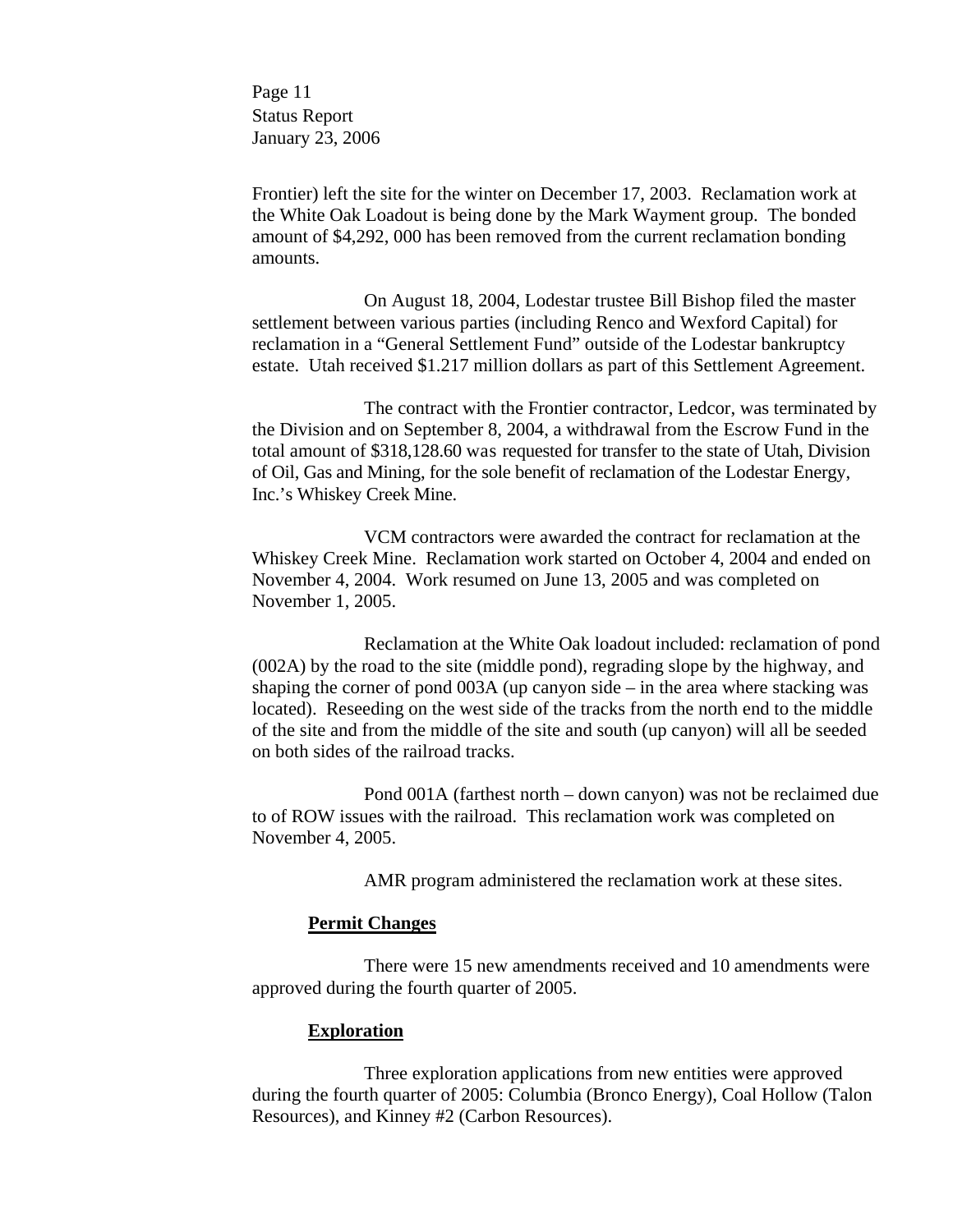Frontier) left the site for the winter on December 17, 2003. Reclamation work at the White Oak Loadout is being done by the Mark Wayment group. The bonded amount of $4,292, 000 has been removed from the current reclamation bonding amounts.

On August 18, 2004, Lodestar trustee Bill Bishop filed the master settlement between various parties (including Renco and Wexford Capital) for reclamation in a "General Settlement Fund" outside of the Lodestar bankruptcy estate. Utah received $1.217 million dollars as part of this Settlement Agreement.

The contract with the Frontier contractor, Ledcor, was terminated by the Division and on September 8, 2004, a withdrawal from the Escrow Fund in the total amount of $318,128.60 was requested for transfer to the state of Utah, Division of Oil, Gas and Mining, for the sole benefit of reclamation of the Lodestar Energy, Inc.'s Whiskey Creek Mine.

VCM contractors were awarded the contract for reclamation at the Whiskey Creek Mine. Reclamation work started on October 4, 2004 and ended on November 4, 2004. Work resumed on June 13, 2005 and was completed on November 1, 2005.

Reclamation at the White Oak loadout included: reclamation of pond (002A) by the road to the site (middle pond), regrading slope by the highway, and shaping the corner of pond 003A (up canyon side – in the area where stacking was located). Reseeding on the west side of the tracks from the north end to the middle of the site and from the middle of the site and south (up canyon) will all be seeded on both sides of the railroad tracks.

Pond 001A (farthest north – down canyon) was not be reclaimed due to of ROW issues with the railroad. This reclamation work was completed on November 4, 2005.

AMR program administered the reclamation work at these sites.

**Permit Changes**

There were 15 new amendments received and 10 amendments were approved during the fourth quarter of 2005.

**Exploration**

Three exploration applications from new entities were approved during the fourth quarter of 2005: Columbia (Bronco Energy), Coal Hollow (Talon Resources), and Kinney #2 (Carbon Resources).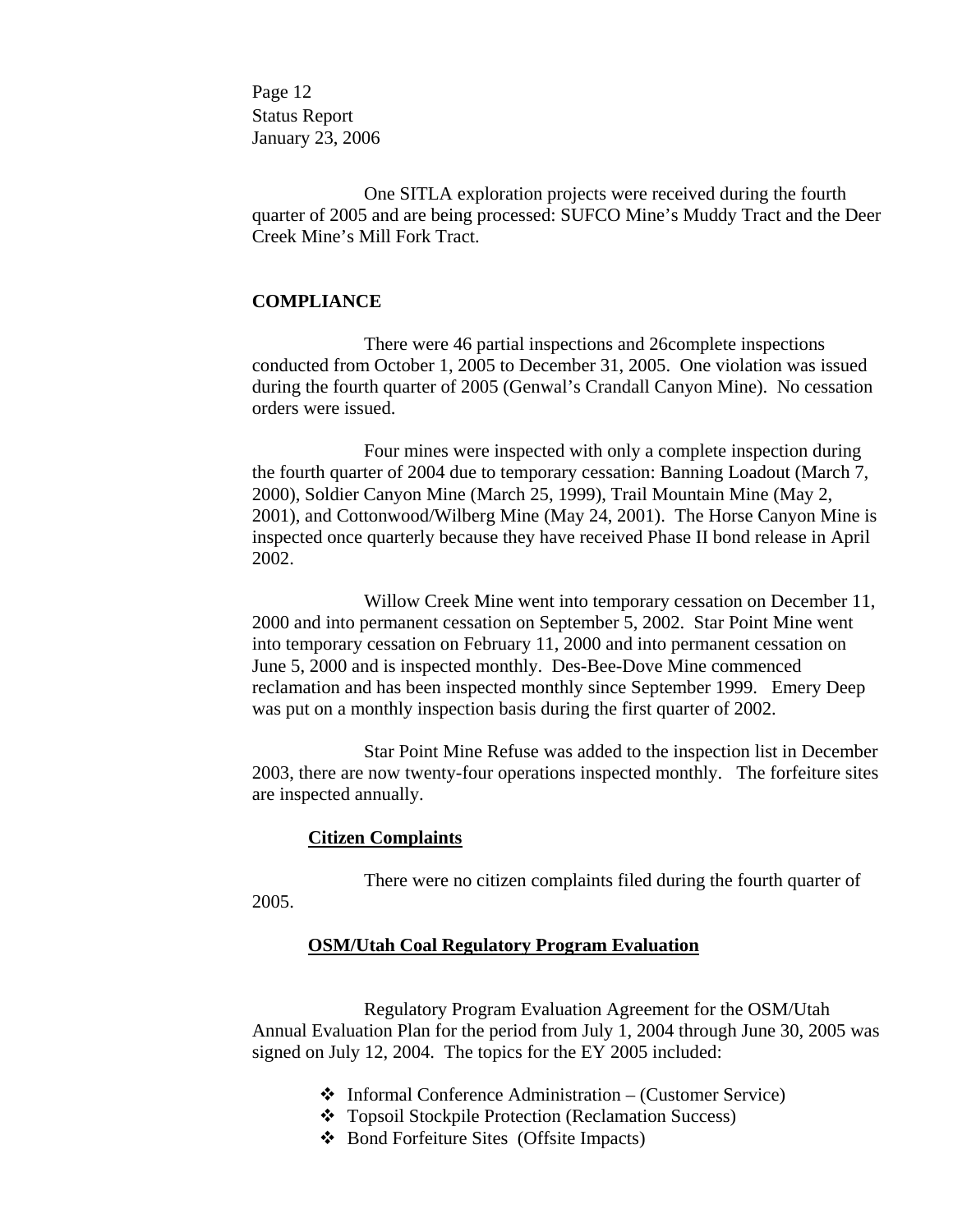One SITLA exploration projects were received during the fourth quarter of 2005 and are being processed: SUFCO Mine's Muddy Tract and the Deer Creek Mine's Mill Fork Tract.

## COMPLIANCE

There were 46 partial inspections and 26complete inspections conducted from October 1, 2005 to December 31, 2005. One violation was issued during the fourth quarter of 2005 (Genwal's Crandall Canyon Mine). No cessation orders were issued.

Four mines were inspected with only a complete inspection during the fourth quarter of 2004 due to temporary cessation: Banning Loadout (March 7, 2000), Soldier Canyon Mine (March 25, 1999), Trail Mountain Mine (May 2, 2001), and Cottonwood/Wilberg Mine (May 24, 2001). The Horse Canyon Mine is inspected once quarterly because they have received Phase II bond release in April 2002.

Willow Creek Mine went into temporary cessation on December 11, 2000 and into permanent cessation on September 5, 2002. Star Point Mine went into temporary cessation on February 11, 2000 and into permanent cessation on June 5, 2000 and is inspected monthly. Des-Bee-Dove Mine commenced reclamation and has been inspected monthly since September 1999. Emery Deep was put on a monthly inspection basis during the first quarter of 2002.

Star Point Mine Refuse was added to the inspection list in December 2003, there are now twenty-four operations inspected monthly. The forfeiture sites are inspected annually.

### Citizen Complaints

There were no citizen complaints filed during the fourth quarter of 2005.

### OSM/Utah Coal Regulatory Program Evaluation

Regulatory Program Evaluation Agreement for the OSM/Utah Annual Evaluation Plan for the period from July 1, 2004 through June 30, 2005 was signed on July 12, 2004. The topics for the EY 2005 included:

- Informal Conference Administration – (Customer Service)
- Topsoil Stockpile Protection (Reclamation Success)
- Bond Forfeiture Sites (Offsite Impacts)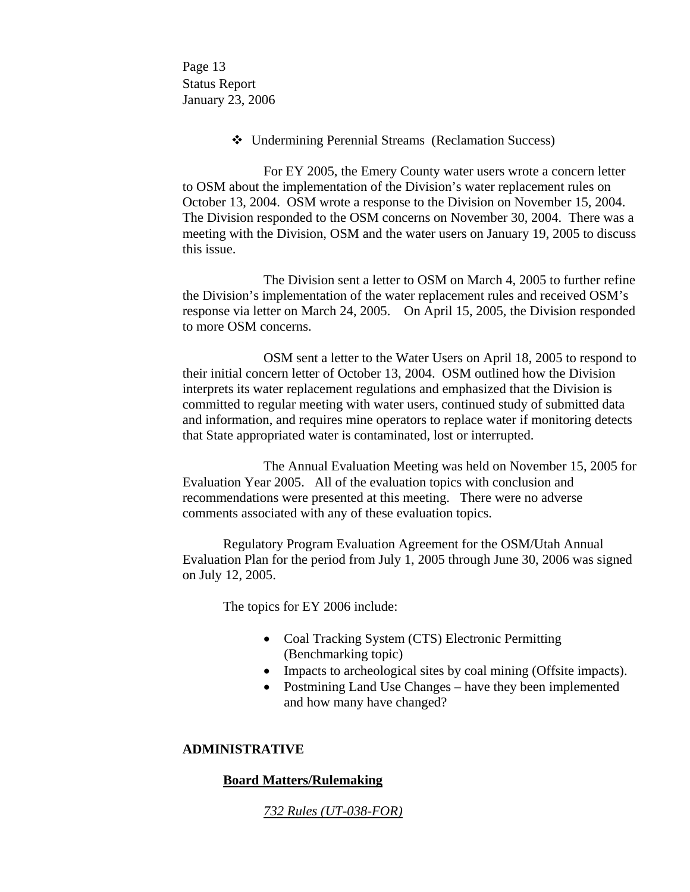- Undermining Perennial Streams (Reclamation Success)

For EY 2005, the Emery County water users wrote a concern letter to OSM about the implementation of the Division's water replacement rules on October 13, 2004. OSM wrote a response to the Division on November 15, 2004. The Division responded to the OSM concerns on November 30, 2004. There was a meeting with the Division, OSM and the water users on January 19, 2005 to discuss this issue.

The Division sent a letter to OSM on March 4, 2005 to further refine the Division's implementation of the water replacement rules and received OSM's response via letter on March 24, 2005. On April 15, 2005, the Division responded to more OSM concerns.

OSM sent a letter to the Water Users on April 18, 2005 to respond to their initial concern letter of October 13, 2004. OSM outlined how the Division interprets its water replacement regulations and emphasized that the Division is committed to regular meeting with water users, continued study of submitted data and information, and requires mine operators to replace water if monitoring detects that State appropriated water is contaminated, lost or interrupted.

The Annual Evaluation Meeting was held on November 15, 2005 for Evaluation Year 2005. All of the evaluation topics with conclusion and recommendations were presented at this meeting. There were no adverse comments associated with any of these evaluation topics.

Regulatory Program Evaluation Agreement for the OSM/Utah Annual Evaluation Plan for the period from July 1, 2005 through June 30, 2006 was signed on July 12, 2005.

The topics for EY 2006 include:

- Coal Tracking System (CTS) Electronic Permitting (Benchmarking topic)
- Impacts to archeological sites by coal mining (Offsite impacts).
- Postmining Land Use Changes – have they been implemented and how many have changed?

## ADMINISTRATIVE

### Board Matters/Rulemaking

*732 Rules (UT-038-FOR)*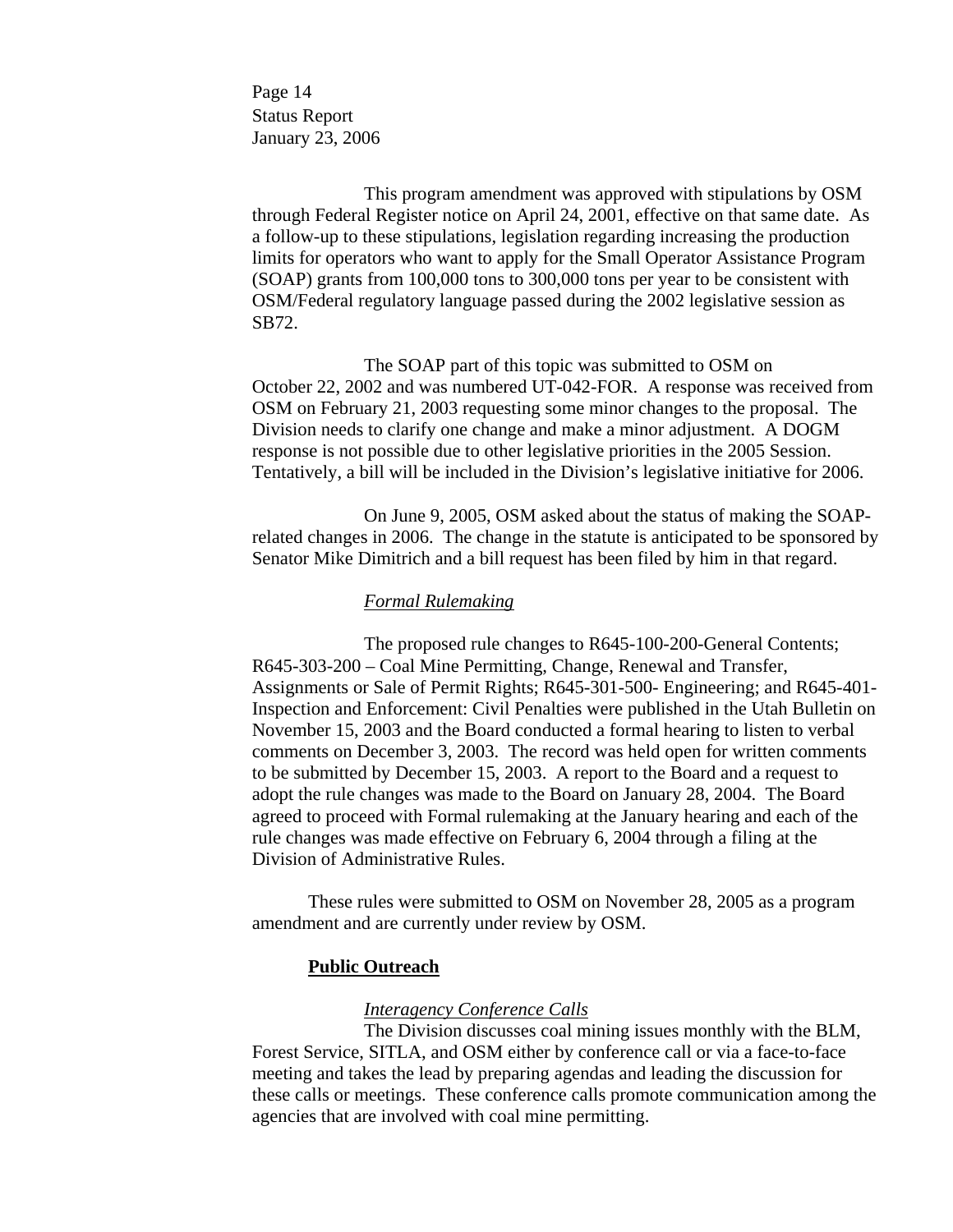This program amendment was approved with stipulations by OSM through Federal Register notice on April 24, 2001, effective on that same date. As a follow-up to these stipulations, legislation regarding increasing the production limits for operators who want to apply for the Small Operator Assistance Program (SOAP) grants from 100,000 tons to 300,000 tons per year to be consistent with OSM/Federal regulatory language passed during the 2002 legislative session as SB72.

The SOAP part of this topic was submitted to OSM on October 22, 2002 and was numbered UT-042-FOR. A response was received from OSM on February 21, 2003 requesting some minor changes to the proposal. The Division needs to clarify one change and make a minor adjustment. A DOGM response is not possible due to other legislative priorities in the 2005 Session. Tentatively, a bill will be included in the Division's legislative initiative for 2006.

On June 9, 2005, OSM asked about the status of making the SOAP-related changes in 2006. The change in the statute is anticipated to be sponsored by Senator Mike Dimitrich and a bill request has been filed by him in that regard.

*Formal Rulemaking*

The proposed rule changes to R645-100-200-General Contents; R645-303-200 – Coal Mine Permitting, Change, Renewal and Transfer, Assignments or Sale of Permit Rights; R645-301-500- Engineering; and R645-401- Inspection and Enforcement: Civil Penalties were published in the Utah Bulletin on November 15, 2003 and the Board conducted a formal hearing to listen to verbal comments on December 3, 2003. The record was held open for written comments to be submitted by December 15, 2003. A report to the Board and a request to adopt the rule changes was made to the Board on January 28, 2004. The Board agreed to proceed with Formal rulemaking at the January hearing and each of the rule changes was made effective on February 6, 2004 through a filing at the Division of Administrative Rules.

These rules were submitted to OSM on November 28, 2005 as a program amendment and are currently under review by OSM.

## Public Outreach

*Interagency Conference Calls*

The Division discusses coal mining issues monthly with the BLM, Forest Service, SITLA, and OSM either by conference call or via a face-to-face meeting and takes the lead by preparing agendas and leading the discussion for these calls or meetings. These conference calls promote communication among the agencies that are involved with coal mine permitting.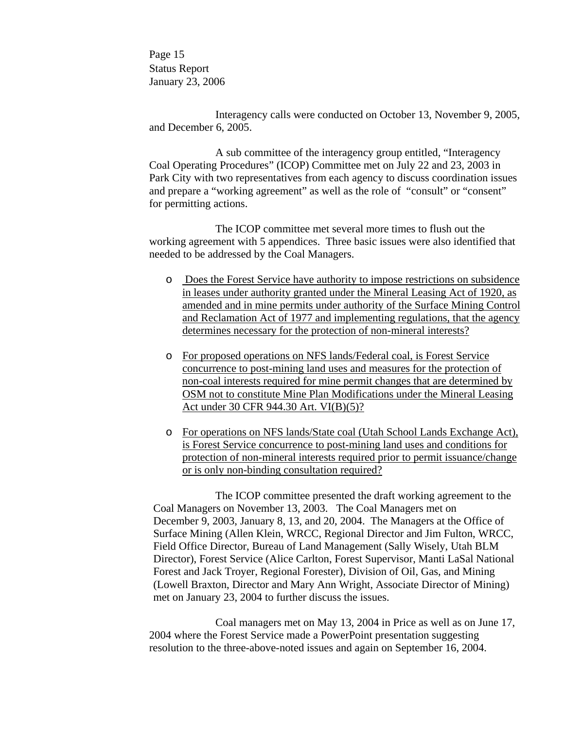Interagency calls were conducted on October 13, November 9, 2005, and December 6, 2005.

A sub committee of the interagency group entitled, "Interagency Coal Operating Procedures" (ICOP) Committee met on July 22 and 23, 2003 in Park City with two representatives from each agency to discuss coordination issues and prepare a "working agreement" as well as the role of "consult" or "consent" for permitting actions.

The ICOP committee met several more times to flush out the working agreement with 5 appendices. Three basic issues were also identified that needed to be addressed by the Coal Managers.

- <u>Does the Forest Service have authority to impose restrictions on subsidence in leases under authority granted under the Mineral Leasing Act of 1920, as amended and in mine permits under authority of the Surface Mining Control and Reclamation Act of 1977 and implementing regulations, that the agency determines necessary for the protection of non-mineral interests?</u>
- <u>For proposed operations on NFS lands/Federal coal, is Forest Service concurrence to post-mining land uses and measures for the protection of non-coal interests required for mine permit changes that are determined by OSM not to constitute Mine Plan Modifications under the Mineral Leasing Act under 30 CFR 944.30 Art. VI(B)(5)?</u>
- <u>For operations on NFS lands/State coal (Utah School Lands Exchange Act), is Forest Service concurrence to post-mining land uses and conditions for protection of non-mineral interests required prior to permit issuance/change or is only non-binding consultation required?</u>

The ICOP committee presented the draft working agreement to the Coal Managers on November 13, 2003. The Coal Managers met on December 9, 2003, January 8, 13, and 20, 2004. The Managers at the Office of Surface Mining (Allen Klein, WRCC, Regional Director and Jim Fulton, WRCC, Field Office Director, Bureau of Land Management (Sally Wisely, Utah BLM Director), Forest Service (Alice Carlton, Forest Supervisor, Manti LaSal National Forest and Jack Troyer, Regional Forester), Division of Oil, Gas, and Mining (Lowell Braxton, Director and Mary Ann Wright, Associate Director of Mining) met on January 23, 2004 to further discuss the issues.

Coal managers met on May 13, 2004 in Price as well as on June 17, 2004 where the Forest Service made a PowerPoint presentation suggesting resolution to the three-above-noted issues and again on September 16, 2004.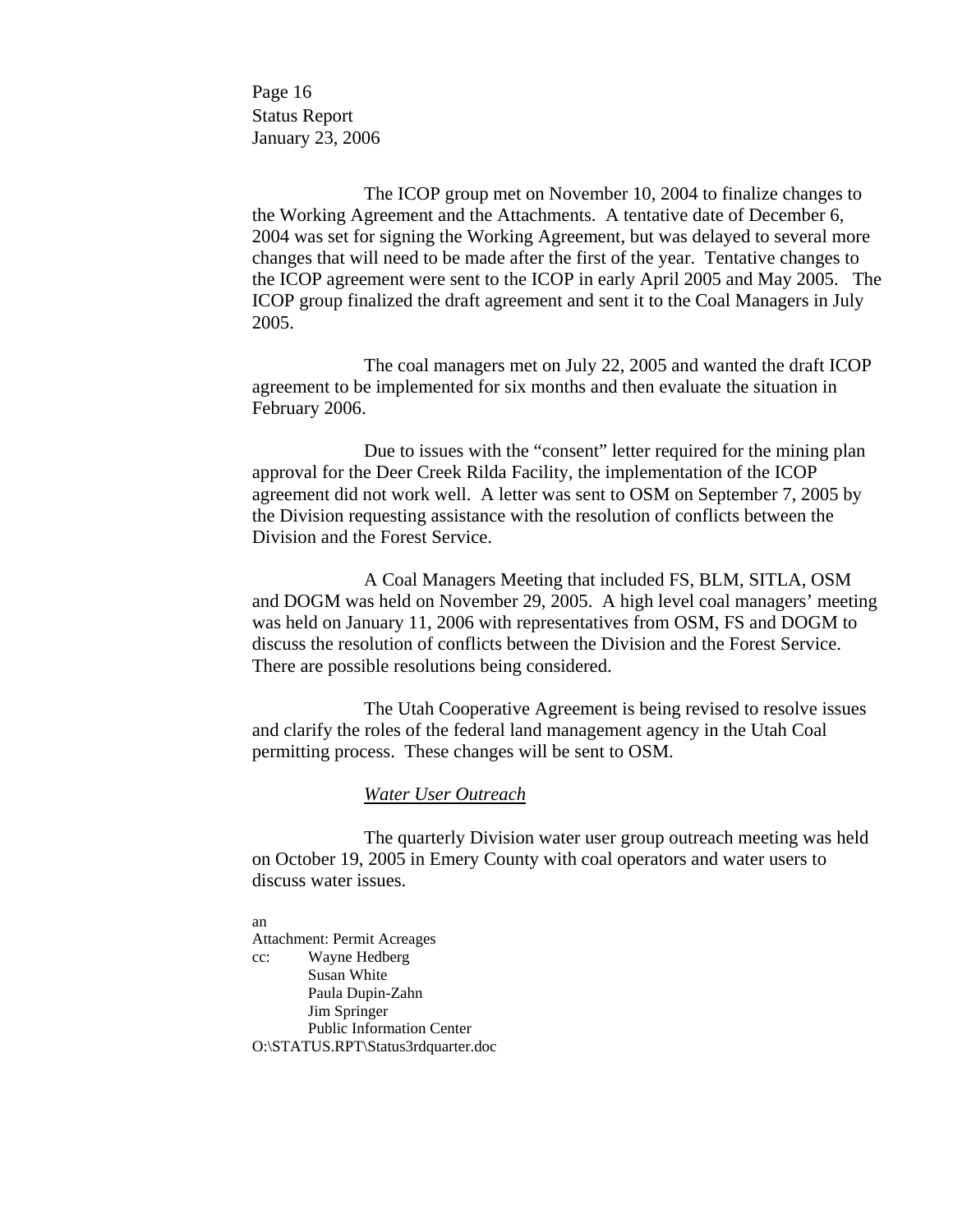The ICOP group met on November 10, 2004 to finalize changes to the Working Agreement and the Attachments. A tentative date of December 6, 2004 was set for signing the Working Agreement, but was delayed to several more changes that will need to be made after the first of the year. Tentative changes to the ICOP agreement were sent to the ICOP in early April 2005 and May 2005. The ICOP group finalized the draft agreement and sent it to the Coal Managers in July 2005.

The coal managers met on July 22, 2005 and wanted the draft ICOP agreement to be implemented for six months and then evaluate the situation in February 2006.

Due to issues with the "consent" letter required for the mining plan approval for the Deer Creek Rilda Facility, the implementation of the ICOP agreement did not work well. A letter was sent to OSM on September 7, 2005 by the Division requesting assistance with the resolution of conflicts between the Division and the Forest Service.

A Coal Managers Meeting that included FS, BLM, SITLA, OSM and DOGM was held on November 29, 2005. A high level coal managers' meeting was held on January 11, 2006 with representatives from OSM, FS and DOGM to discuss the resolution of conflicts between the Division and the Forest Service. There are possible resolutions being considered.

The Utah Cooperative Agreement is being revised to resolve issues and clarify the roles of the federal land management agency in the Utah Coal permitting process. These changes will be sent to OSM.

*Water User Outreach*

The quarterly Division water user group outreach meeting was held on October 19, 2005 in Emery County with coal operators and water users to discuss water issues.

an
Attachment: Permit Acreages
cc: Wayne Hedberg
Susan White
Paula Dupin-Zahn
Jim Springer
Public Information Center
O:\STATUS.RPT\Status3rdquarter.doc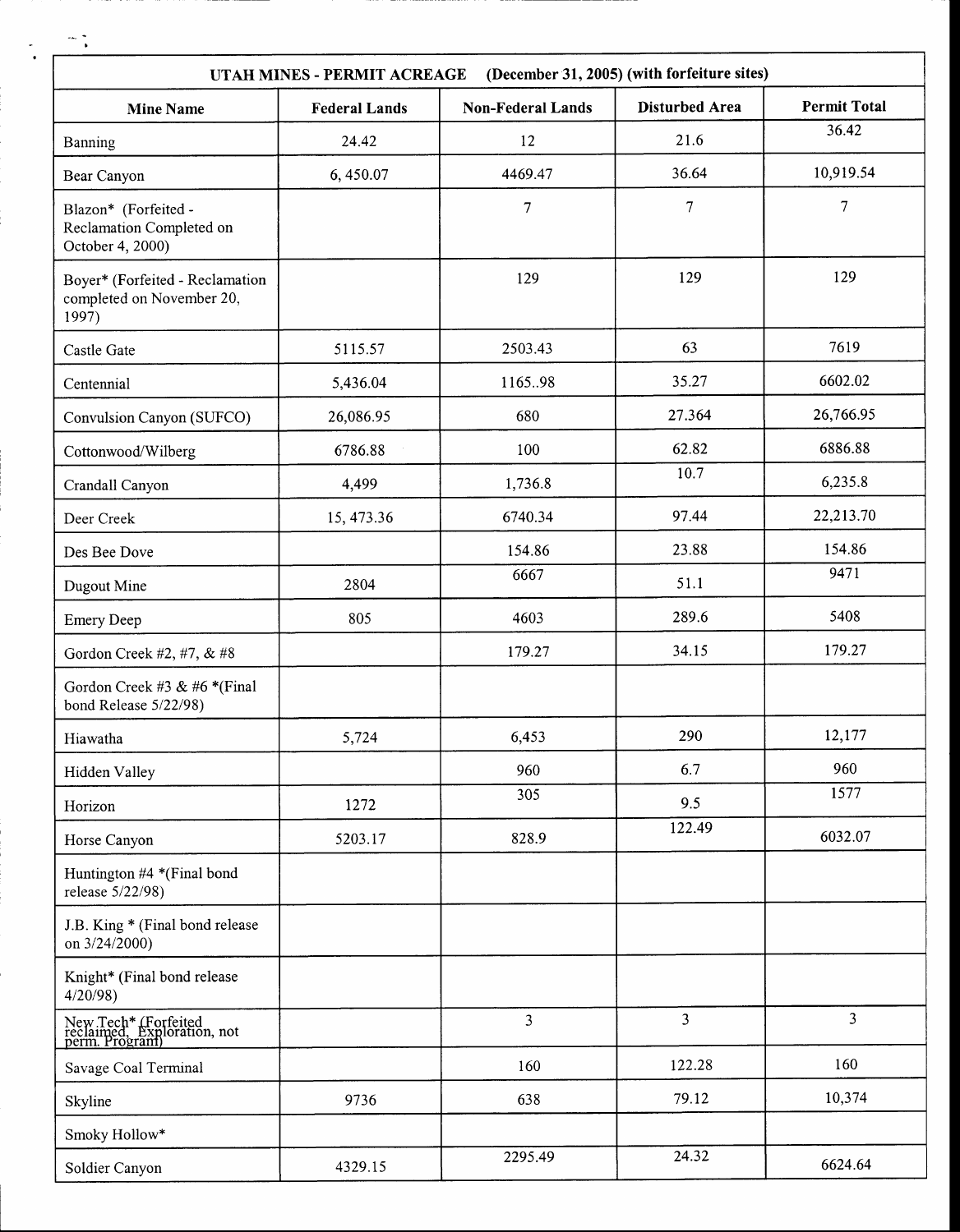| UTAH MINES - PERMIT ACREAGE (December 31, 2005) (with forfeiture sites) | | | | |
|---|---|---|---|---|
| **Mine Name** | **Federal Lands** | **Non-Federal Lands** | **Disturbed Area** | **Permit Total** |
| Banning | 24.42 | 12 | 21.6 | 36.42 |
| Bear Canyon | 6, 450.07 | 4469.47 | 36.64 | 10,919.54 |
| Blazon* (Forfeited - Reclamation Completed on October 4, 2000) | | 7 | 7 | 7 |
| Boyer* (Forfeited - Reclamation completed on November 20, 1997) | | 129 | 129 | 129 |
| Castle Gate | 5115.57 | 2503.43 | 63 | 7619 |
| Centennial | 5,436.04 | 1165..98 | 35.27 | 6602.02 |
| Convulsion Canyon (SUFCO) | 26,086.95 | 680 | 27.364 | 26,766.95 |
| Cottonwood/Wilberg | 6786.88 | 100 | 62.82 | 6886.88 |
| Crandall Canyon | 4,499 | 1,736.8 | 10.7 | 6,235.8 |
| Deer Creek | 15, 473.36 | 6740.34 | 97.44 | 22,213.70 |
| Des Bee Dove | | 154.86 | 23.88 | 154.86 |
| Dugout Mine | 2804 | 6667 | 51.1 | 9471 |
| Emery Deep | 805 | 4603 | 289.6 | 5408 |
| Gordon Creek #2, #7, & #8 | | 179.27 | 34.15 | 179.27 |
| Gordon Creek #3 & #6 *(Final bond Release 5/22/98) | | | | |
| Hiawatha | 5,724 | 6,453 | 290 | 12,177 |
| Hidden Valley | | 960 | 6.7 | 960 |
| Horizon | 1272 | 305 | 9.5 | 1577 |
| Horse Canyon | 5203.17 | 828.9 | 122.49 | 6032.07 |
| Huntington #4 *(Final bond release 5/22/98) | | | | |
| J.B. King * (Final bond release on 3/24/2000) | | | | |
| Knight* (Final bond release 4/20/98) | | | | |
| New Tech* (Forfeited reclaimed, Exploration, not perm. Program) | | 3 | 3 | 3 |
| Savage Coal Terminal | | 160 | 122.28 | 160 |
| Skyline | 9736 | 638 | 79.12 | 10,374 |
| Smoky Hollow* | | | | |
| Soldier Canyon | 4329.15 | 2295.49 | 24.32 | 6624.64 |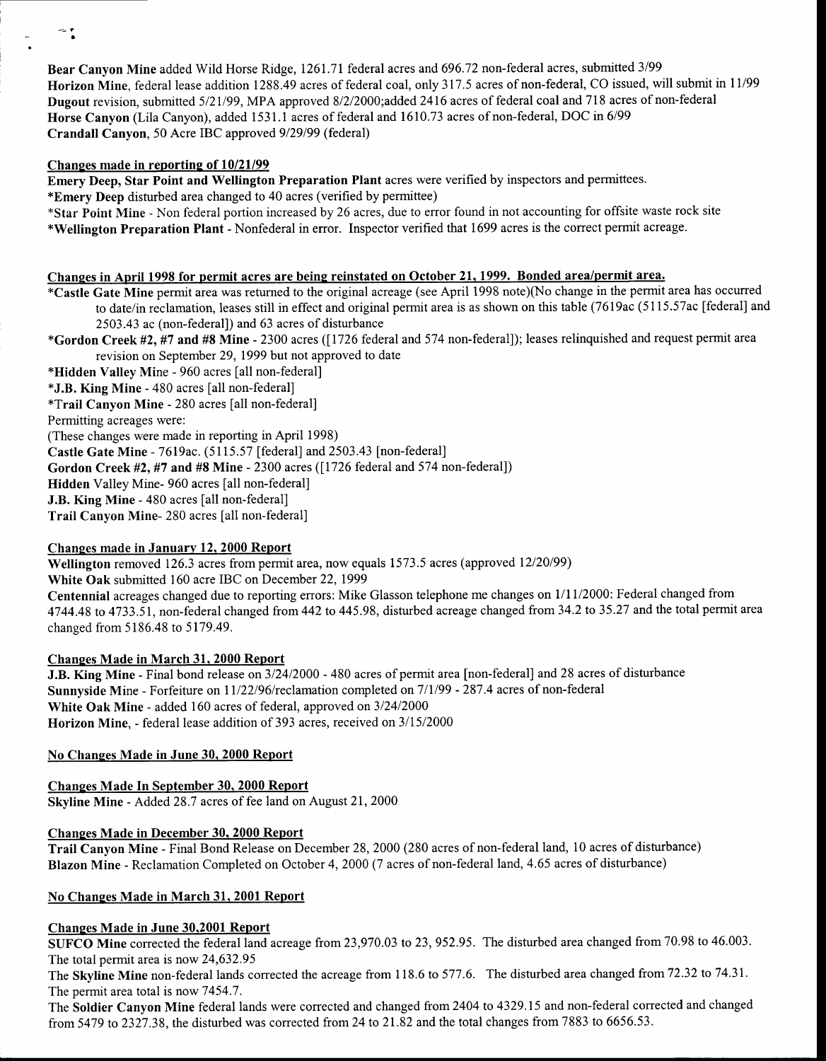**Bear Canyon Mine** added Wild Horse Ridge, 1261.71 federal acres and 696.72 non-federal acres, submitted 3/99
**Horizon Mine**, federal lease addition 1288.49 acres of federal coal, only 317.5 acres of non-federal, CO issued, will submit in 11/99
**Dugout** revision, submitted 5/21/99, MPA approved 8/2/2000;added 2416 acres of federal coal and 718 acres of non-federal
**Horse Canyon** (Lila Canyon), added 1531.1 acres of federal and 1610.73 acres of non-federal, DOC in 6/99
**Crandall Canyon**, 50 Acre IBC approved 9/29/99 (federal)

**Changes made in reporting of 10/21/99**

**Emery Deep, Star Point and Wellington Preparation Plant** acres were verified by inspectors and permittees.
***Emery Deep** disturbed area changed to 40 acres (verified by permittee)
*Star Point Mine - Non federal portion increased by 26 acres, due to error found in not accounting for offsite waste rock site
***Wellington Preparation Plant** - Nonfederal in error. Inspector verified that 1699 acres is the correct permit acreage.

**Changes in April 1998 for permit acres are being reinstated on October 21, 1999. Bonded area/permit area.**

***Castle Gate Mine** permit area was returned to the original acreage (see April 1998 note)(No change in the permit area has occurred to date/in reclamation, leases still in effect and original permit area is as shown on this table (7619ac (5115.57ac [federal] and 2503.43 ac (non-federal]) and 63 acres of disturbance
***Gordon Creek #2, #7 and #8 Mine** - 2300 acres ([1726 federal and 574 non-federal]); leases relinquished and request permit area revision on September 29, 1999 but not approved to date
***Hidden Valley Mi**ne - 960 acres [all non-federal]
***J.B. King Mine** - 480 acres [all non-federal]
***Trail Canyon Mine** - 280 acres [all non-federal]
Permitting acreages were:
(These changes were made in reporting in April 1998)
**Castle Gate Mine** - 7619ac. (5115.57 [federal] and 2503.43 [non-federal]
**Gordon Creek #2, #7 and #8 Mine** - 2300 acres ([1726 federal and 574 non-federal])
**Hidden** Valley Mine- 960 acres [all non-federal]
**J.B. King Mine** - 480 acres [all non-federal]
**Trail Canyon Mine**- 280 acres [all non-federal]

**Changes made in January 12, 2000 Report**

**Wellington** removed 126.3 acres from permit area, now equals 1573.5 acres (approved 12/20/99)
**White Oak** submitted 160 acre IBC on December 22, 1999
**Centennial** acreages changed due to reporting errors: Mike Glasson telephone me changes on 1/11/2000: Federal changed from 4744.48 to 4733.51, non-federal changed from 442 to 445.98, disturbed acreage changed from 34.2 to 35.27 and the total permit area changed from 5186.48 to 5179.49.

**Changes Made in March 31, 2000 Report**

**J.B. King Mine** - Final bond release on 3/24/2000 - 480 acres of permit area [non-federal] and 28 acres of disturbance
**Sunnyside Mi**ne - Forfeiture on 11/22/96/reclamation completed on 7/1/99 - 287.4 acres of non-federal
**White Oak Mine** - added 160 acres of federal, approved on 3/24/2000
**Horizon Mine**, - federal lease addition of 393 acres, received on 3/15/2000

**No Changes Made in June 30, 2000 Report**

**Changes Made In September 30, 2000 Report**

**Skyline Mine** - Added 28.7 acres of fee land on August 21, 2000

**Changes Made in December 30, 2000 Report**

**Trail Canyon Mine** - Final Bond Release on December 28, 2000 (280 acres of non-federal land, 10 acres of disturbance)
**Blazon Mine** - Reclamation Completed on October 4, 2000 (7 acres of non-federal land, 4.65 acres of disturbance)

**No Changes Made in March 31, 2001 Report**

**Changes Made in June 30,2001 Report**

**SUFCO Mine** corrected the federal land acreage from 23,970.03 to 23, 952.95. The disturbed area changed from 70.98 to 46.003. The total permit area is now 24,632.95
The **Skyline Mine** non-federal lands corrected the acreage from 118.6 to 577.6. The disturbed area changed from 72.32 to 74.31. The permit area total is now 7454.7.
The **Soldier Canyon Mine** federal lands were corrected and changed from 2404 to 4329.15 and non-federal corrected and changed from 5479 to 2327.38, the disturbed was corrected from 24 to 21.82 and the total changes from 7883 to 6656.53.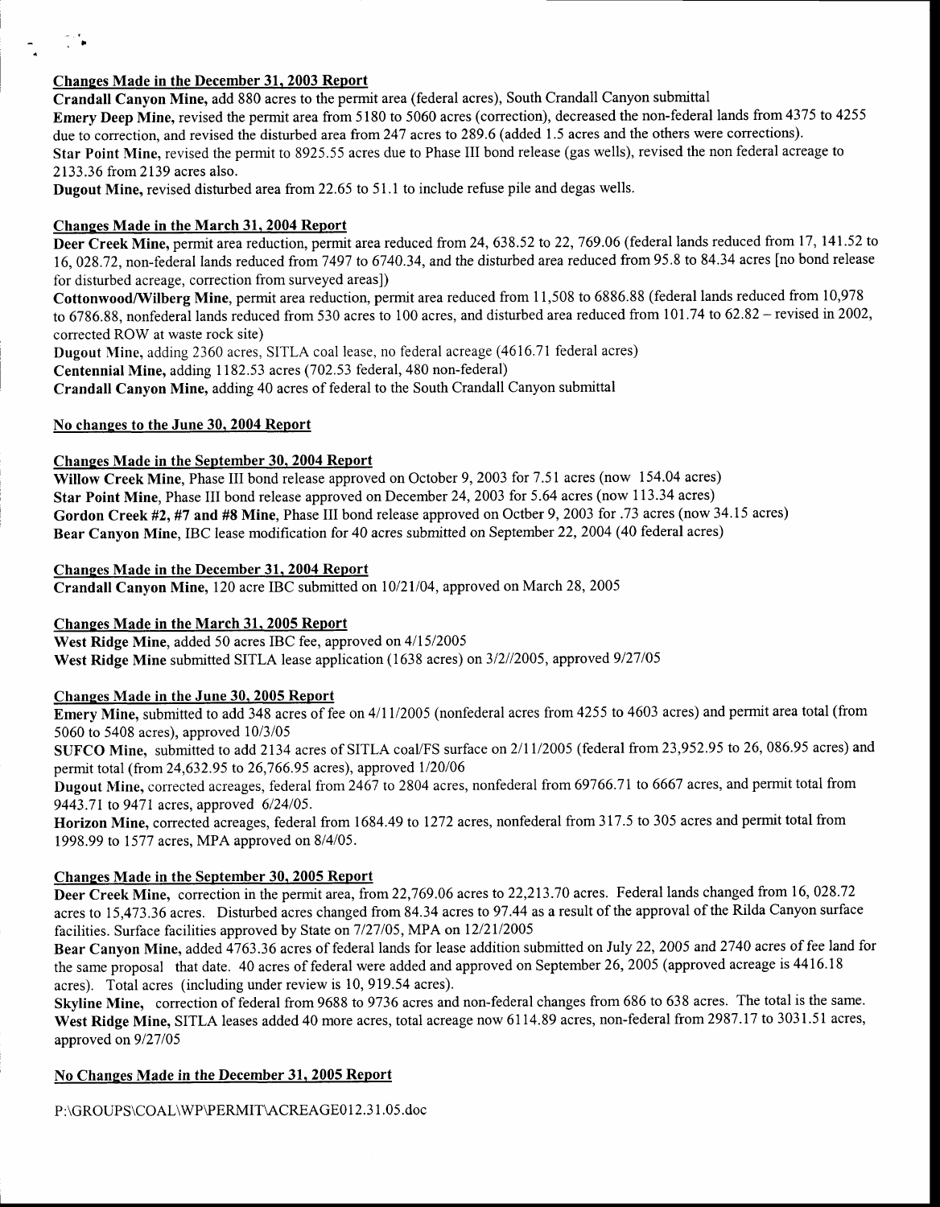**Changes Made in the December 31, 2003 Report**

**Crandall Canyon Mine,** add 880 acres to the permit area (federal acres), South Crandall Canyon submittal

**Emery Deep Mine,** revised the permit area from 5180 to 5060 acres (correction), decreased the non-federal lands from 4375 to 4255 due to correction, and revised the disturbed area from 247 acres to 289.6 (added 1.5 acres and the others were corrections).

**Star Point Mine,** revised the permit to 8925.55 acres due to Phase III bond release (gas wells), revised the non federal acreage to 2133.36 from 2139 acres also.

**Dugout Mine,** revised disturbed area from 22.65 to 51.1 to include refuse pile and degas wells.

**Changes Made in the March 31, 2004 Report**

**Deer Creek Mine,** permit area reduction, permit area reduced from 24, 638.52 to 22, 769.06 (federal lands reduced from 17, 141.52 to 16, 028.72, non-federal lands reduced from 7497 to 6740.34, and the disturbed area reduced from 95.8 to 84.34 acres [no bond release for disturbed acreage, correction from surveyed areas])

**Cottonwood/Wilberg Mine**, permit area reduction, permit area reduced from 11,508 to 6886.88 (federal lands reduced from 10,978 to 6786.88, nonfederal lands reduced from 530 acres to 100 acres, and disturbed area reduced from 101.74 to 62.82 – revised in 2002, corrected ROW at waste rock site)

**Dugout Mine**, adding 2360 acres, SITLA coal lease, no federal acreage (4616.71 federal acres)

**Centennial Mine,** adding 1182.53 acres (702.53 federal, 480 non-federal)

**Crandall Canyon Mine,** adding 40 acres of federal to the South Crandall Canyon submittal

**No changes to the June 30, 2004 Report**

**Changes Made in the September 30, 2004 Report**

**Willow Creek Mine**, Phase III bond release approved on October 9, 2003 for 7.51 acres (now 154.04 acres)

**Star Point Mine**, Phase III bond release approved on December 24, 2003 for 5.64 acres (now 113.34 acres)

**Gordon Creek #2, #7 and #8 Mine**, Phase III bond release approved on Octber 9, 2003 for .73 acres (now 34.15 acres)

**Bear Canyon Mine**, IBC lease modification for 40 acres submitted on September 22, 2004 (40 federal acres)

**Changes Made in the December 31, 2004 Report**

**Crandall Canyon Mine,** 120 acre IBC submitted on 10/21/04, approved on March 28, 2005

**Changes Made in the March 31, 2005 Report**

**West Ridge Mine**, added 50 acres IBC fee, approved on 4/15/2005

**West Ridge Mine** submitted SITLA lease application (1638 acres) on 3/2//2005, approved 9/27/05

**Changes Made in the June 30, 2005 Report**

**Emery Mine,** submitted to add 348 acres of fee on 4/11/2005 (nonfederal acres from 4255 to 4603 acres) and permit area total (from 5060 to 5408 acres), approved 10/3/05

**SUFCO Mine,** submitted to add 2134 acres of SITLA coal/FS surface on 2/11/2005 (federal from 23,952.95 to 26, 086.95 acres) and permit total (from 24,632.95 to 26,766.95 acres), approved 1/20/06

**Dugout Mine,** corrected acreages, federal from 2467 to 2804 acres, nonfederal from 69766.71 to 6667 acres, and permit total from 9443.71 to 9471 acres, approved 6/24/05.

**Horizon Mine,** corrected acreages, federal from 1684.49 to 1272 acres, nonfederal from 317.5 to 305 acres and permit total from 1998.99 to 1577 acres, MPA approved on 8/4/05.

**Changes Made in the September 30, 2005 Report**

**Deer Creek Mine,** correction in the permit area, from 22,769.06 acres to 22,213.70 acres. Federal lands changed from 16, 028.72 acres to 15,473.36 acres. Disturbed acres changed from 84.34 acres to 97.44 as a result of the approval of the Rilda Canyon surface facilities. Surface facilities approved by State on 7/27/05, MPA on 12/21/2005

**Bear Canyon Mine,** added 4763.36 acres of federal lands for lease addition submitted on July 22, 2005 and 2740 acres of fee land for the same proposal that date. 40 acres of federal were added and approved on September 26, 2005 (approved acreage is 4416.18 acres). Total acres (including under review is 10, 919.54 acres).

**Skyline Mine,** correction of federal from 9688 to 9736 acres and non-federal changes from 686 to 638 acres. The total is the same.

**West Ridge Mine,** SITLA leases added 40 more acres, total acreage now 6114.89 acres, non-federal from 2987.17 to 3031.51 acres, approved on 9/27/05

**No Changes Made in the December 31, 2005 Report**

P:\GROUPS\COAL\WP\PERMIT\ACREAGE012.31.05.doc